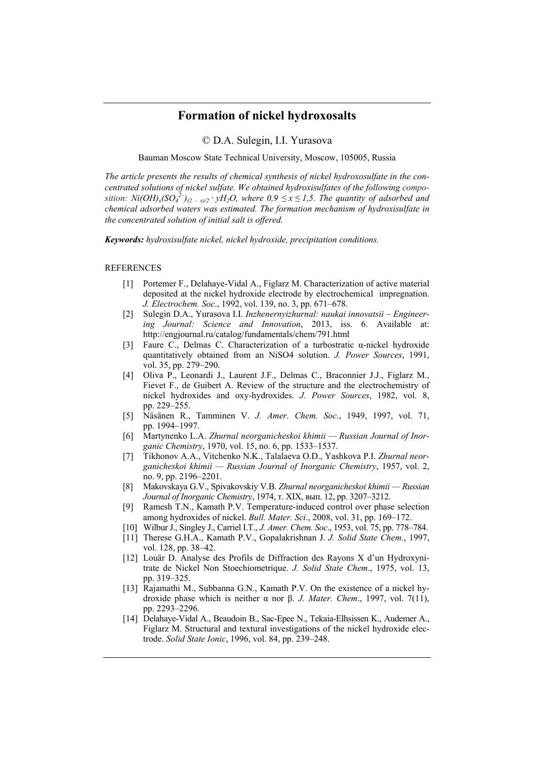# Formation of nickel hydroxosalts

© D.A. Sulegin, I.I. Yurasova

Bauman Moscow State Technical University, Moscow, 105005, Russia

*The article presents the results of chemical synthesis of nickel hydroxosulfate in the concentrated solutions of nickel sulfate. We obtained hydroxisulfates of the following composition: $Ni(OH)_x(SO_4^{2-})_{(2-x)/2} \cdot yH_2O$, where $0{,}9 \leq x \leq 1{,}5$. The quantity of adsorbed and chemical adsorbed waters was estimated. The formation mechanism of hydroxisulfate in the concentrated solution of initial salt is offered.*

***Keywords:*** *hydroxisulfate nickel, nickel hydroxide, precipitation conditions.*

REFERENCES

[1] Portemer F., Delahaye-Vidal A., Figlarz M. Characterization of active material deposited at the nickel hydroxide electrode by electrochemical impregnation. *J. Electrochem. Soc*., 1992, vol. 139, no. 3, pp. 671–678.

[2] Sulegin D.A., Yurasova I.I. *Inzhenernyizhurnal: naukai innovatsii – Engineering Journal: Science and Innovation*, 2013, iss. 6. Available at: http://engjournal.ru/catalog/fundamentals/chem/791.html

[3] Faure C., Delmas C. Characterization of a turbostratic α-nickel hydroxide quantitatively obtained from an NiSO4 solution. *J. Power Sources*, 1991, vol. 35, pp. 279–290.

[4] Oliva P., Leonardi J., Laurent J.F., Delmas C., Braconnier J.J., Figlarz M., Fievet F., de Guibert A. Review of the structure and the electrochemistry of nickel hydroxides and oxy-hydroxides. *J. Power Sources*, 1982, vol. 8, pp. 229–255.

[5] Näsänen R., Tamminen V. *J. Amer. Chem. Soc*., 1949, 1997, vol. 71, pp. 1994–1997.

[6] Martynenko L.A. *Zhurnal neorganicheskoi khimii — Russian Journal of Inorganic Chemistry*, 1970, vol. 15, no. 6, pp. 1533–1537.

[7] Tikhonov A.A., Vitchenko N.K., Talalaeva O.D., Yashkova P.I. *Zhurnal neorganicheskoi khimii — Russian Journal of Inorganic Chemistry*, 1957, vol. 2, no. 9, pp. 2196–2201.

[8] Makovskaya G.V., Spivakovskiy V.B. *Zhurnal neorganicheskoi khimii — Russian Journal of Inorganic Chemistry*, 1974, т. XIX, вып. 12, pp. 3207–3212.

[9] Ramesh T.N., Kamath P.V. Temperature-induced control over phase selection among hydroxides of nickel. *Bull. Mater. Sci*., 2008, vol. 31, pp. 169–172.

[10] Wilbur J., Singley J., Carriel I.T., *J. Amer. Chem. Soc*., 1953, vol. 75, pp. 778–784.

[11] Therese G.H.A., Kamath P.V., Gopalakrishnan J. *J. Solid State Chem.*, 1997, vol. 128, pp. 38–42.

[12] Louär D. Analyse des Profils de Diffraction des Rayons X d'un Hydroxynitrate de Nickel Non Stoechiometrique. *J. Solid State Chem*., 1975, vol. 13, pp. 319–325.

[13] Rajamathi M., Subbanna G.N., Kamath P.V. On the existence of a nickel hydroxide phase which is neither α nor β. *J. Mater. Chem*., 1997, vol. 7(11), pp. 2293–2296.

[14] Delahaye-Vidal A., Beaudoin B., Sac-Epee N., Tekaia-Elhsissen K., Audemer A., Figlarz M. Structural and textural investigations of the nickel hydroxide electrode. *Solid State Ionic*, 1996, vol. 84, pp. 239–248.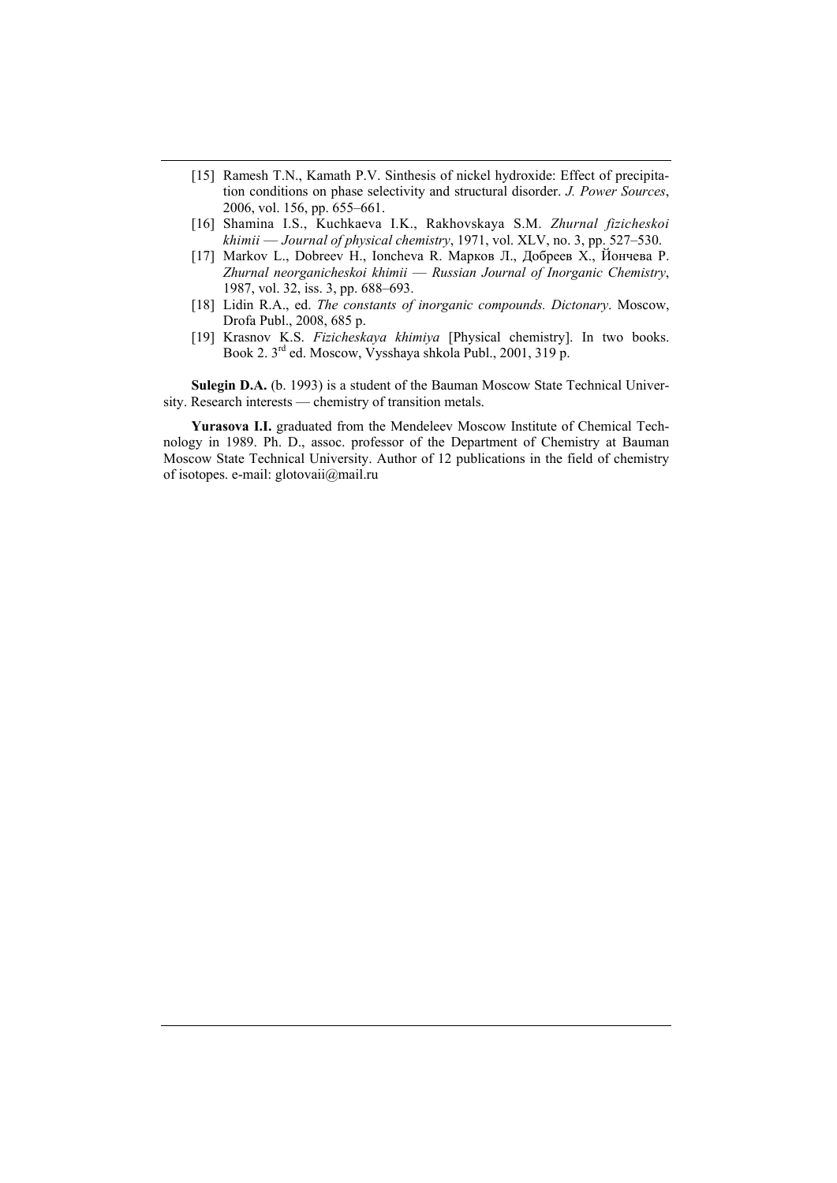[15] Ramesh T.N., Kamath P.V. Sinthesis of nickel hydroxide: Effect of precipitation conditions on phase selectivity and structural disorder. *J. Power Sources*, 2006, vol. 156, pp. 655–661.

[16] Shamina I.S., Kuchkaeva I.K., Rakhovskaya S.M. *Zhurnal fizicheskoi khimii — Journal of physical chemistry*, 1971, vol. XLV, no. 3, pp. 527–530.

[17] Markov L., Dobreev H., Ioncheva R. Марков Л., Добреев Х., Йончева Р. *Zhurnal neorganicheskoi khimii — Russian Journal of Inorganic Chemistry*, 1987, vol. 32, iss. 3, pp. 688–693.

[18] Lidin R.A., ed. *The constants of inorganic compounds. Dictonary*. Moscow, Drofa Publ., 2008, 685 p.

[19] Krasnov K.S. *Fizicheskaya khimiya* [Physical chemistry]. In two books. Book 2. 3rd ed. Moscow, Vysshaya shkola Publ., 2001, 319 p.

**Sulegin D.A.** (b. 1993) is a student of the Bauman Moscow State Technical University. Research interests — chemistry of transition metals.

**Yurasova I.I.** graduated from the Mendeleev Moscow Institute of Chemical Technology in 1989. Ph. D., assoc. professor of the Department of Chemistry at Bauman Moscow State Technical University. Author of 12 publications in the field of chemistry of isotopes. e-mail: glotovaii@mail.ru